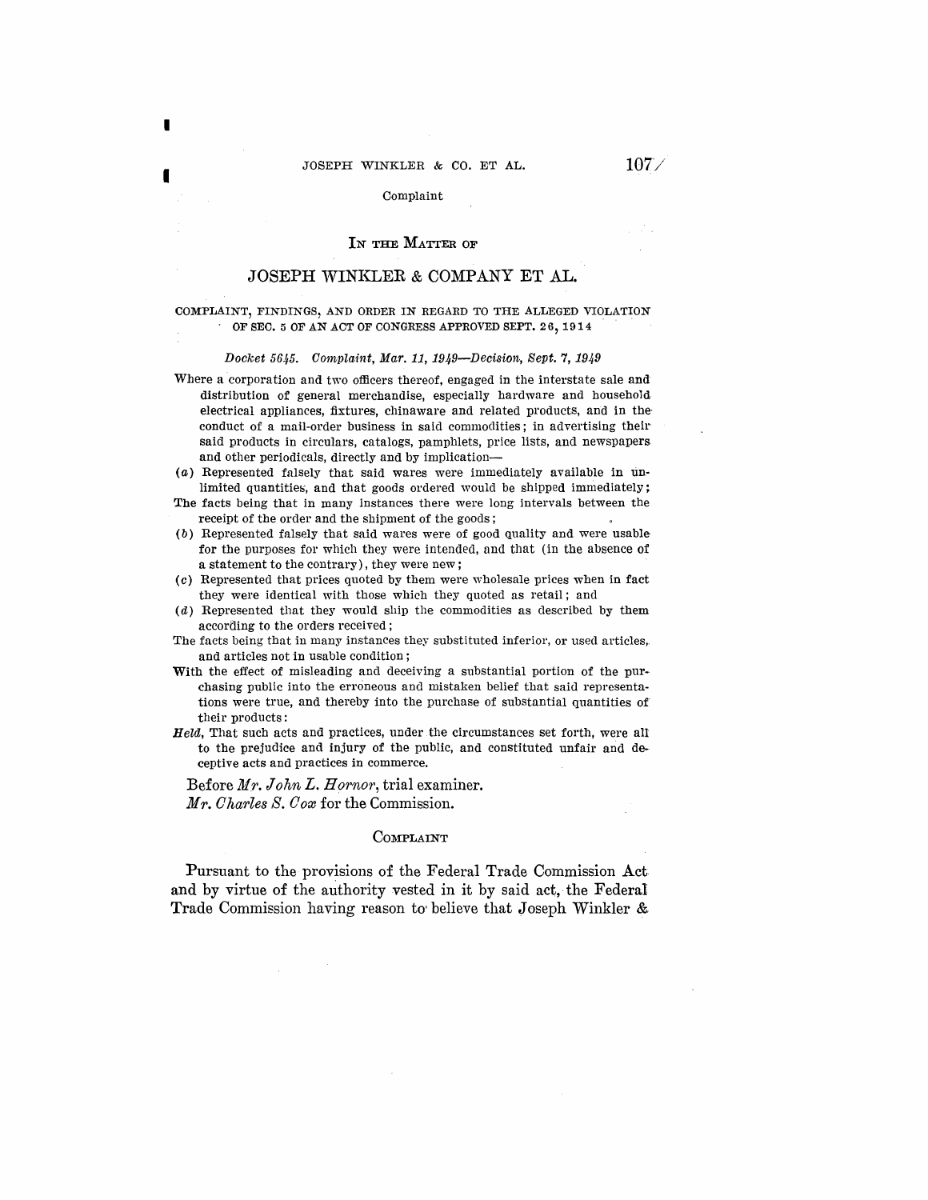# In the Matter of

# JOSEPH WINKLER & COMPANY ET AL.

COMPLAINT, FINDINGS, AND ORDER IN REGARD TO THE ALLEGED VIOLATION OF SEC. 5 OF AN ACT OF CONGRESS APPROVED SEPT. 26, 1914

*Docket 5645. Complaint, Mar. 11, 1949—Decision, Sept. 7, 1949*

Where a corporation and two officers thereof, engaged in the interstate sale and distribution of general merchandise, especially hardware and household electrical appliances, fixtures, chinaware and related products, and in the conduct of a mail-order business in said commodities; in advertising their said products in circulars, catalogs, pamphlets, price lists, and newspapers and other periodicals, directly and by implication—

(*a*) Represented falsely that said wares were immediately available in unlimited quantities, and that goods ordered would be shipped immediately;

The facts being that in many instances there were long intervals between the receipt of the order and the shipment of the goods;

(*b*) Represented falsely that said wares were of good quality and were usable for the purposes for which they were intended, and that (in the absence of a statement to the contrary), they were new;

(*c*) Represented that prices quoted by them were wholesale prices when in fact they were identical with those which they quoted as retail; and

(*d*) Represented that they would ship the commodities as described by them according to the orders received;

The facts being that in many instances they substituted inferior, or used articles, and articles not in usable condition;

With the effect of misleading and deceiving a substantial portion of the purchasing public into the erroneous and mistaken belief that said representations were true, and thereby into the purchase of substantial quantities of their products:

*Held*, That such acts and practices, under the circumstances set forth, were all to the prejudice and injury of the public, and constituted unfair and deceptive acts and practices in commerce.

Before *Mr. John L. Hornor*, trial examiner.
*Mr. Charles S. Cox* for the Commission.

## Complaint

Pursuant to the provisions of the Federal Trade Commission Act and by virtue of the authority vested in it by said act, the Federal Trade Commission having reason to believe that Joseph Winkler &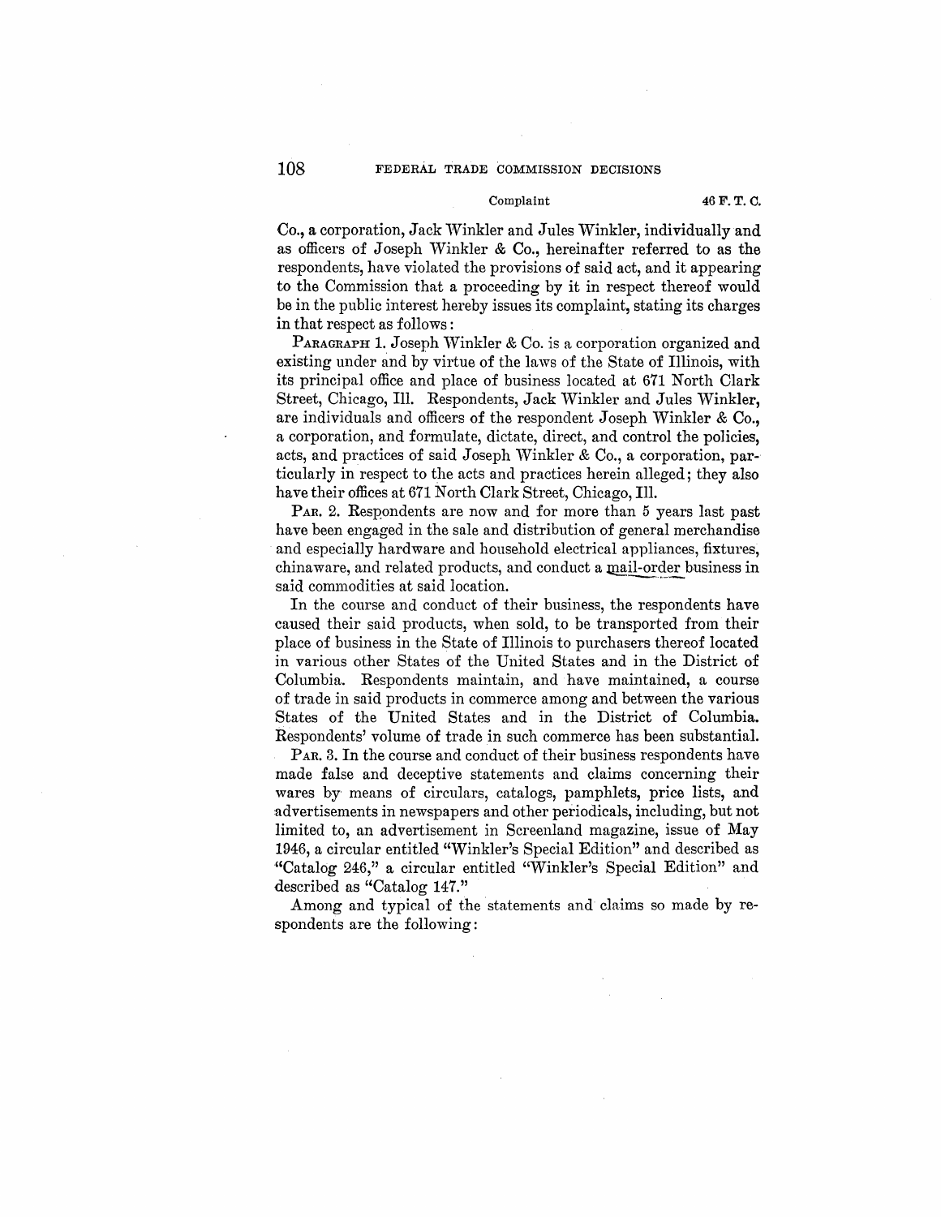Co., a corporation, Jack Winkler and Jules Winkler, individually and as officers of Joseph Winkler & Co., hereinafter referred to as the respondents, have violated the provisions of said act, and it appearing to the Commission that a proceeding by it in respect thereof would be in the public interest hereby issues its complaint, stating its charges in that respect as follows:

PARAGRAPH 1. Joseph Winkler & Co. is a corporation organized and existing under and by virtue of the laws of the State of Illinois, with its principal office and place of business located at 671 North Clark Street, Chicago, Ill. Respondents, Jack Winkler and Jules Winkler, are individuals and officers of the respondent Joseph Winkler & Co., a corporation, and formulate, dictate, direct, and control the policies, acts, and practices of said Joseph Winkler & Co., a corporation, particularly in respect to the acts and practices herein alleged; they also have their offices at 671 North Clark Street, Chicago, Ill.

PAR. 2. Respondents are now and for more than 5 years last past have been engaged in the sale and distribution of general merchandise and especially hardware and household electrical appliances, fixtures, chinaware, and related products, and conduct a mail-order business in said commodities at said location.

In the course and conduct of their business, the respondents have caused their said products, when sold, to be transported from their place of business in the State of Illinois to purchasers thereof located in various other States of the United States and in the District of Columbia. Respondents maintain, and have maintained, a course of trade in said products in commerce among and between the various States of the United States and in the District of Columbia. Respondents' volume of trade in such commerce has been substantial.

PAR. 3. In the course and conduct of their business respondents have made false and deceptive statements and claims concerning their wares by means of circulars, catalogs, pamphlets, price lists, and advertisements in newspapers and other periodicals, including, but not limited to, an advertisement in Screenland magazine, issue of May 1946, a circular entitled "Winkler's Special Edition" and described as "Catalog 246," a circular entitled "Winkler's Special Edition" and described as "Catalog 147."

Among and typical of the statements and claims so made by respondents are the following: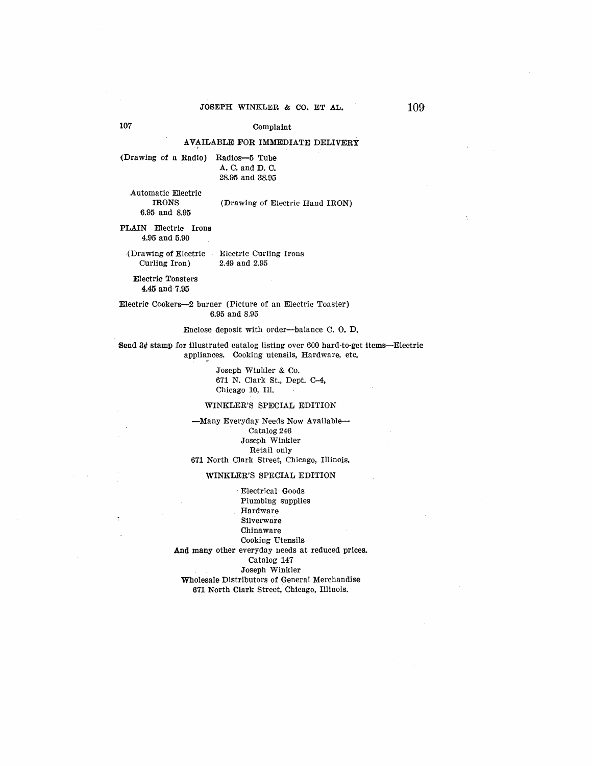107

Complaint

AVAILABLE FOR IMMEDIATE DELIVERY

(Drawing of a Radio) Radios—5 Tube
A. C. and D. C.
28.95 and 38.95

Automatic Electric
IRONS
6.95 and 8.95

(Drawing of Electric Hand IRON)

PLAIN Electric Irons
4.95 and 5.90

(Drawing of Electric Curling Iron) Electric Curling Irons
2.49 and 2.95

Electric Toasters
4.45 and 7.95

Electric Cookers—2 burner (Picture of an Electric Toaster)
6.95 and 8.95

Enclose deposit with order—balance C. O. D.

Send 3¢ stamp for illustrated catalog listing over 600 hard-to-get items—Electric appliances. Cooking utensils, Hardware, etc.

Joseph Winkler & Co.
671 N. Clark St., Dept. C–4,
Chicago 10, Ill.

WINKLER'S SPECIAL EDITION

—Many Everyday Needs Now Available—
Catalog 246
Joseph Winkler
Retail only
671 North Clark Street, Chicago, Illinois.

WINKLER'S SPECIAL EDITION

Electrical Goods
Plumbing supplies
Hardware
Silverware
Chinaware
Cooking Utensils
And many other everyday needs at reduced prices.
Catalog 147
Joseph Winkler
Wholesale Distributors of General Merchandise
671 North Clark Street, Chicago, Illinois.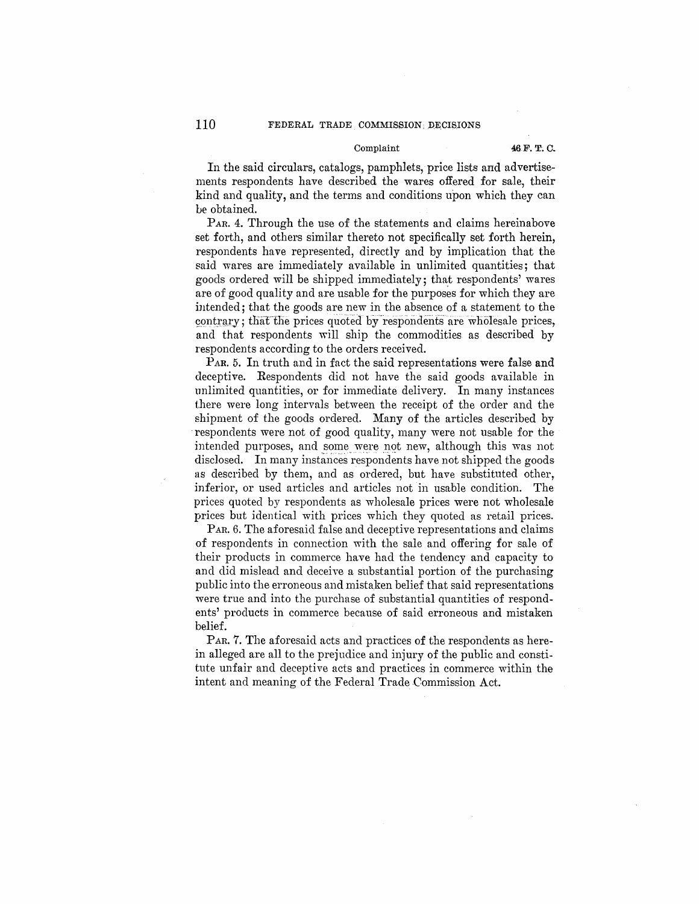In the said circulars, catalogs, pamphlets, price lists and advertisements respondents have described the wares offered for sale, their kind and quality, and the terms and conditions upon which they can be obtained.

PAR. 4. Through the use of the statements and claims hereinabove set forth, and others similar thereto not specifically set forth herein, respondents have represented, directly and by implication that the said wares are immediately available in unlimited quantities; that goods ordered will be shipped immediately; that respondents' wares are of good quality and are usable for the purposes for which they are intended; that the goods are new in the absence of a statement to the contrary; that the prices quoted by respondents are wholesale prices, and that respondents will ship the commodities as described by respondents according to the orders received.

PAR. 5. In truth and in fact the said representations were false and deceptive. Respondents did not have the said goods available in unlimited quantities, or for immediate delivery. In many instances there were long intervals between the receipt of the order and the shipment of the goods ordered. Many of the articles described by respondents were not of good quality, many were not usable for the intended purposes, and some were not new, although this was not disclosed. In many instances respondents have not shipped the goods as described by them, and as ordered, but have substituted other, inferior, or used articles and articles not in usable condition. The prices quoted by respondents as wholesale prices were not wholesale prices but identical with prices which they quoted as retail prices.

PAR. 6. The aforesaid false and deceptive representations and claims of respondents in connection with the sale and offering for sale of their products in commerce have had the tendency and capacity to and did mislead and deceive a substantial portion of the purchasing public into the erroneous and mistaken belief that said representations were true and into the purchase of substantial quantities of respondents' products in commerce because of said erroneous and mistaken belief.

PAR. 7. The aforesaid acts and practices of the respondents as herein alleged are all to the prejudice and injury of the public and constitute unfair and deceptive acts and practices in commerce within the intent and meaning of the Federal Trade Commission Act.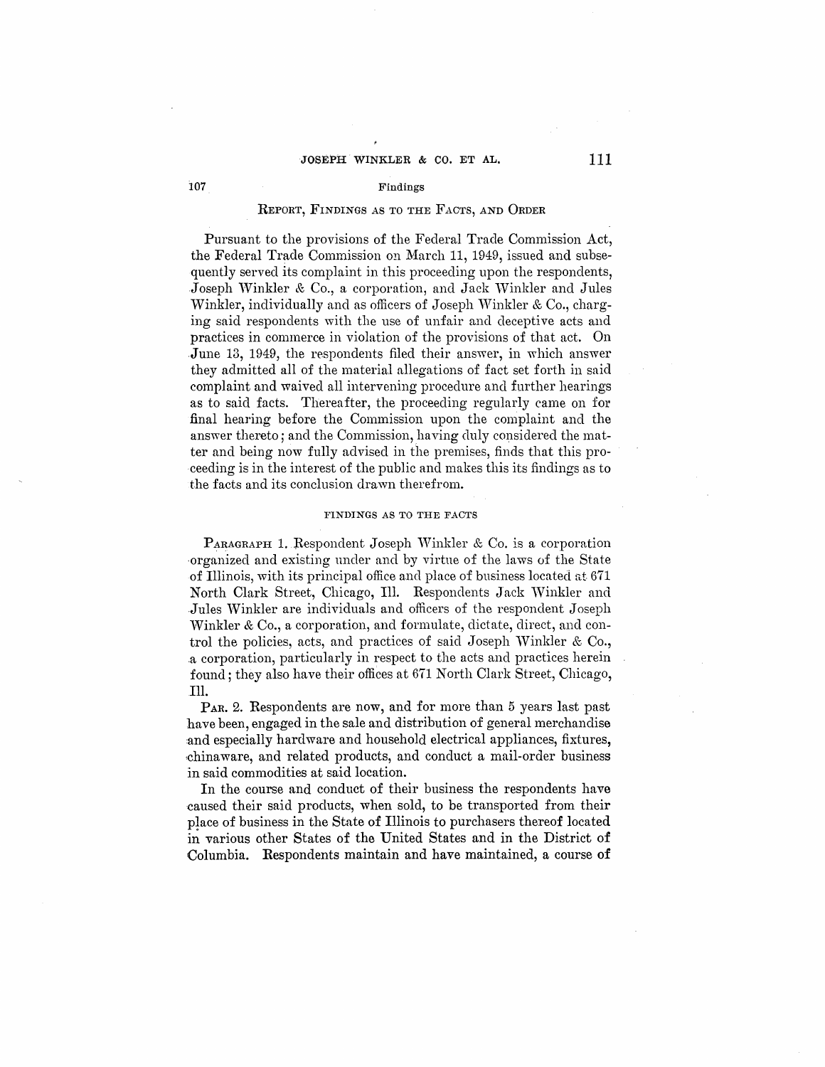## REPORT, FINDINGS AS TO THE FACTS, AND ORDER

Pursuant to the provisions of the Federal Trade Commission Act, the Federal Trade Commission on March 11, 1949, issued and subsequently served its complaint in this proceeding upon the respondents, Joseph Winkler & Co., a corporation, and Jack Winkler and Jules Winkler, individually and as officers of Joseph Winkler & Co., charging said respondents with the use of unfair and deceptive acts and practices in commerce in violation of the provisions of that act. On June 13, 1949, the respondents filed their answer, in which answer they admitted all of the material allegations of fact set forth in said complaint and waived all intervening procedure and further hearings as to said facts. Thereafter, the proceeding regularly came on for final hearing before the Commission upon the complaint and the answer thereto; and the Commission, having duly considered the matter and being now fully advised in the premises, finds that this proceeding is in the interest of the public and makes this its findings as to the facts and its conclusion drawn therefrom.

### FINDINGS AS TO THE FACTS

PARAGRAPH 1. Respondent Joseph Winkler & Co. is a corporation organized and existing under and by virtue of the laws of the State of Illinois, with its principal office and place of business located at 671 North Clark Street, Chicago, Ill. Respondents Jack Winkler and Jules Winkler are individuals and officers of the respondent Joseph Winkler & Co., a corporation, and formulate, dictate, direct, and control the policies, acts, and practices of said Joseph Winkler & Co., a corporation, particularly in respect to the acts and practices herein found; they also have their offices at 671 North Clark Street, Chicago, Ill.

PAR. 2. Respondents are now, and for more than 5 years last past have been, engaged in the sale and distribution of general merchandise and especially hardware and household electrical appliances, fixtures, chinaware, and related products, and conduct a mail-order business in said commodities at said location.

In the course and conduct of their business the respondents have caused their said products, when sold, to be transported from their place of business in the State of Illinois to purchasers thereof located in various other States of the United States and in the District of Columbia. Respondents maintain and have maintained, a course of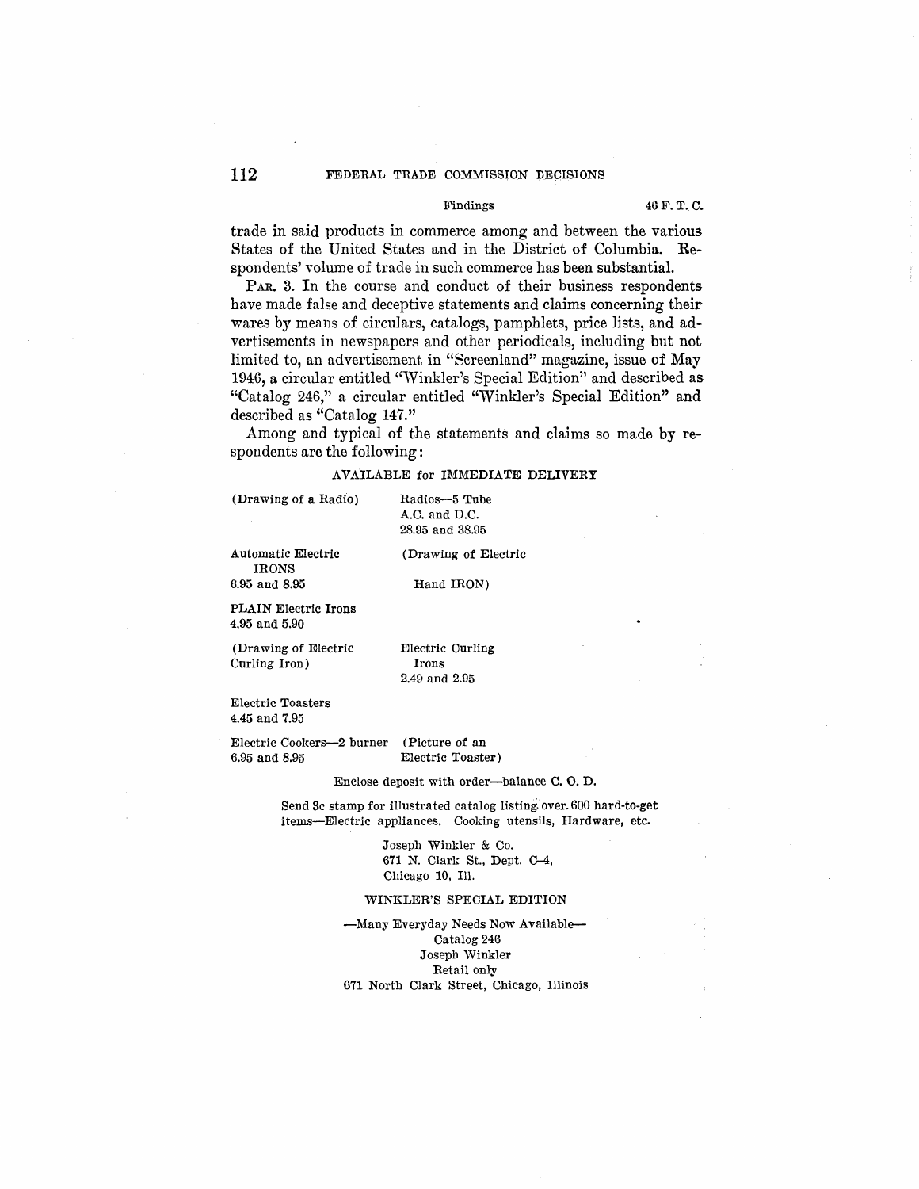trade in said products in commerce among and between the various States of the United States and in the District of Columbia. Respondents' volume of trade in such commerce has been substantial.

PAR. 3. In the course and conduct of their business respondents have made false and deceptive statements and claims concerning their wares by means of circulars, catalogs, pamphlets, price lists, and advertisements in newspapers and other periodicals, including but not limited to, an advertisement in "Screenland" magazine, issue of May 1946, a circular entitled "Winkler's Special Edition" and described as "Catalog 246," a circular entitled "Winkler's Special Edition" and described as "Catalog 147."

Among and typical of the statements and claims so made by respondents are the following:

AVAILABLE for IMMEDIATE DELIVERY

(Drawing of a Radio) Radios—5 Tube
A.C. and D.C.
28.95 and 38.95

Automatic Electric IRONS
6.95 and 8.95

(Drawing of Electric Hand IRON)

PLAIN Electric Irons
4.95 and 5.90

(Drawing of Electric Curling Iron) Electric Curling Irons
2.49 and 2.95

Electric Toasters
4.45 and 7.95

Electric Cookers—2 burner
6.95 and 8.95

(Picture of an Electric Toaster)

Enclose deposit with order—balance C. O. D.

Send 3c stamp for illustrated catalog listing over 600 hard-to-get items—Electric appliances. Cooking utensils, Hardware, etc.

Joseph Winkler & Co.
671 N. Clark St., Dept. C-4,
Chicago 10, Ill.

WINKLER'S SPECIAL EDITION

—Many Everyday Needs Now Available—
Catalog 246
Joseph Winkler
Retail only
671 North Clark Street, Chicago, Illinois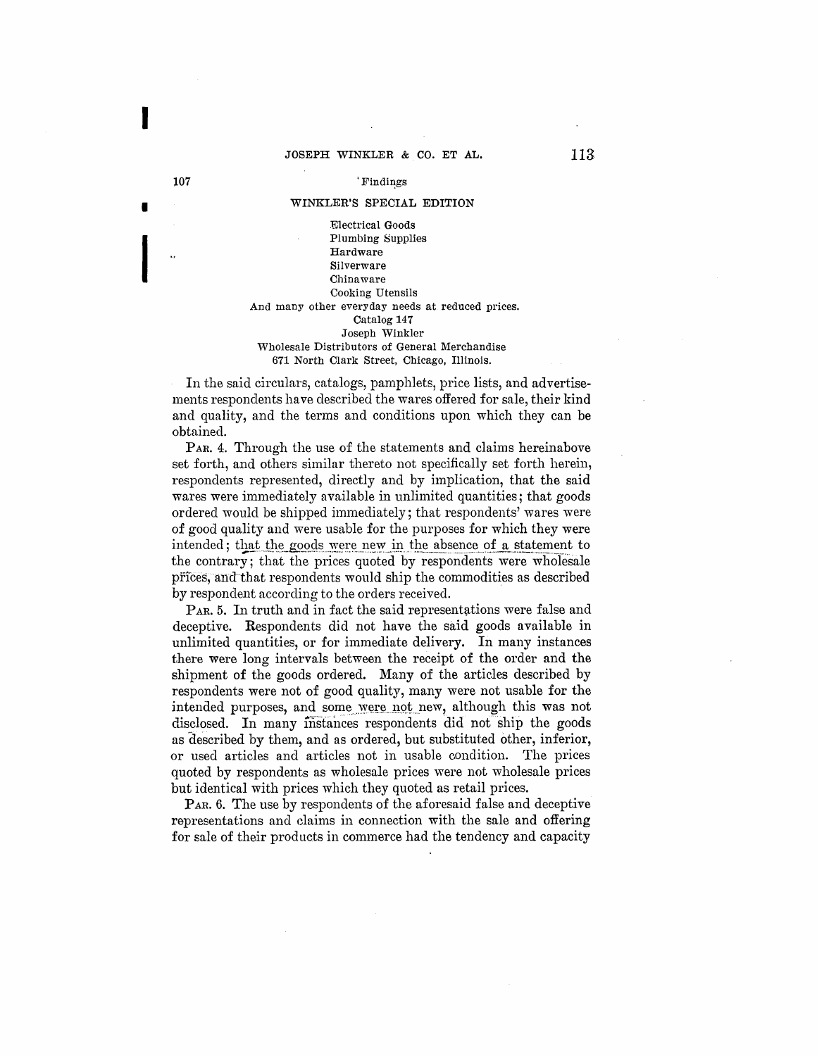WINKLER'S SPECIAL EDITION

Electrical Goods
Plumbing Supplies
Hardware
Silverware
Chinaware
Cooking Utensils
And many other everyday needs at reduced prices.
Catalog 147
Joseph Winkler
Wholesale Distributors of General Merchandise
671 North Clark Street, Chicago, Illinois.

In the said circulars, catalogs, pamphlets, price lists, and advertisements respondents have described the wares offered for sale, their kind and quality, and the terms and conditions upon which they can be obtained.

PAR. 4. Through the use of the statements and claims hereinabove set forth, and others similar thereto not specifically set forth herein, respondents represented, directly and by implication, that the said wares were immediately available in unlimited quantities; that goods ordered would be shipped immediately; that respondents' wares were of good quality and were usable for the purposes for which they were intended; that the goods were new in the absence of a statement to the contrary; that the prices quoted by respondents were wholesale prices, and that respondents would ship the commodities as described by respondent according to the orders received.

PAR. 5. In truth and in fact the said representations were false and deceptive. Respondents did not have the said goods available in unlimited quantities, or for immediate delivery. In many instances there were long intervals between the receipt of the order and the shipment of the goods ordered. Many of the articles described by respondents were not of good quality, many were not usable for the intended purposes, and some were not new, although this was not disclosed. In many instances respondents did not ship the goods as described by them, and as ordered, but substituted other, inferior, or used articles and articles not in usable condition. The prices quoted by respondents as wholesale prices were not wholesale prices but identical with prices which they quoted as retail prices.

PAR. 6. The use by respondents of the aforesaid false and deceptive representations and claims in connection with the sale and offering for sale of their products in commerce had the tendency and capacity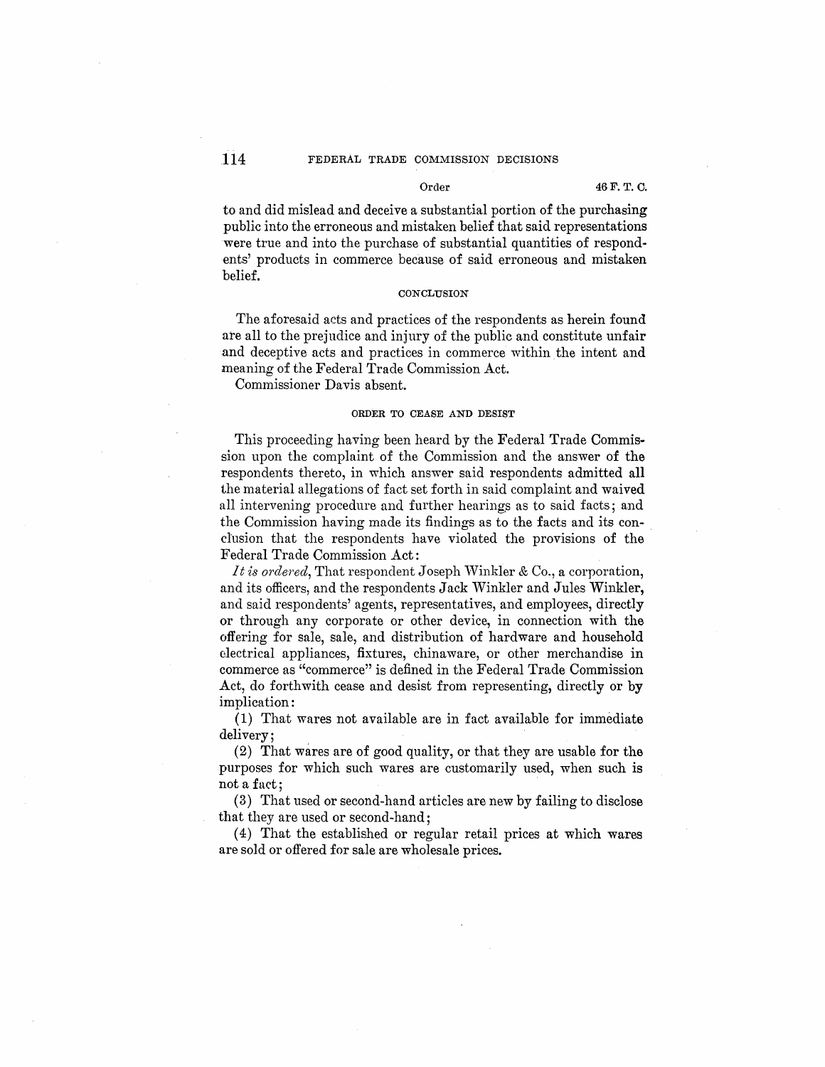to and did mislead and deceive a substantial portion of the purchasing public into the erroneous and mistaken belief that said representations were true and into the purchase of substantial quantities of respondents' products in commerce because of said erroneous and mistaken belief.

### CONCLUSION

The aforesaid acts and practices of the respondents as herein found are all to the prejudice and injury of the public and constitute unfair and deceptive acts and practices in commerce within the intent and meaning of the Federal Trade Commission Act.

Commissioner Davis absent.

### ORDER TO CEASE AND DESIST

This proceeding having been heard by the Federal Trade Commission upon the complaint of the Commission and the answer of the respondents thereto, in which answer said respondents admitted all the material allegations of fact set forth in said complaint and waived all intervening procedure and further hearings as to said facts; and the Commission having made its findings as to the facts and its conclusion that the respondents have violated the provisions of the Federal Trade Commission Act:

*It is ordered,* That respondent Joseph Winkler & Co., a corporation, and its officers, and the respondents Jack Winkler and Jules Winkler, and said respondents' agents, representatives, and employees, directly or through any corporate or other device, in connection with the offering for sale, sale, and distribution of hardware and household electrical appliances, fixtures, chinaware, or other merchandise in commerce as "commerce" is defined in the Federal Trade Commission Act, do forthwith cease and desist from representing, directly or by implication:

(1) That wares not available are in fact available for immediate delivery;

(2) That wares are of good quality, or that they are usable for the purposes for which such wares are customarily used, when such is not a fact;

(3) That used or second-hand articles are new by failing to disclose that they are used or second-hand;

(4) That the established or regular retail prices at which wares are sold or offered for sale are wholesale prices.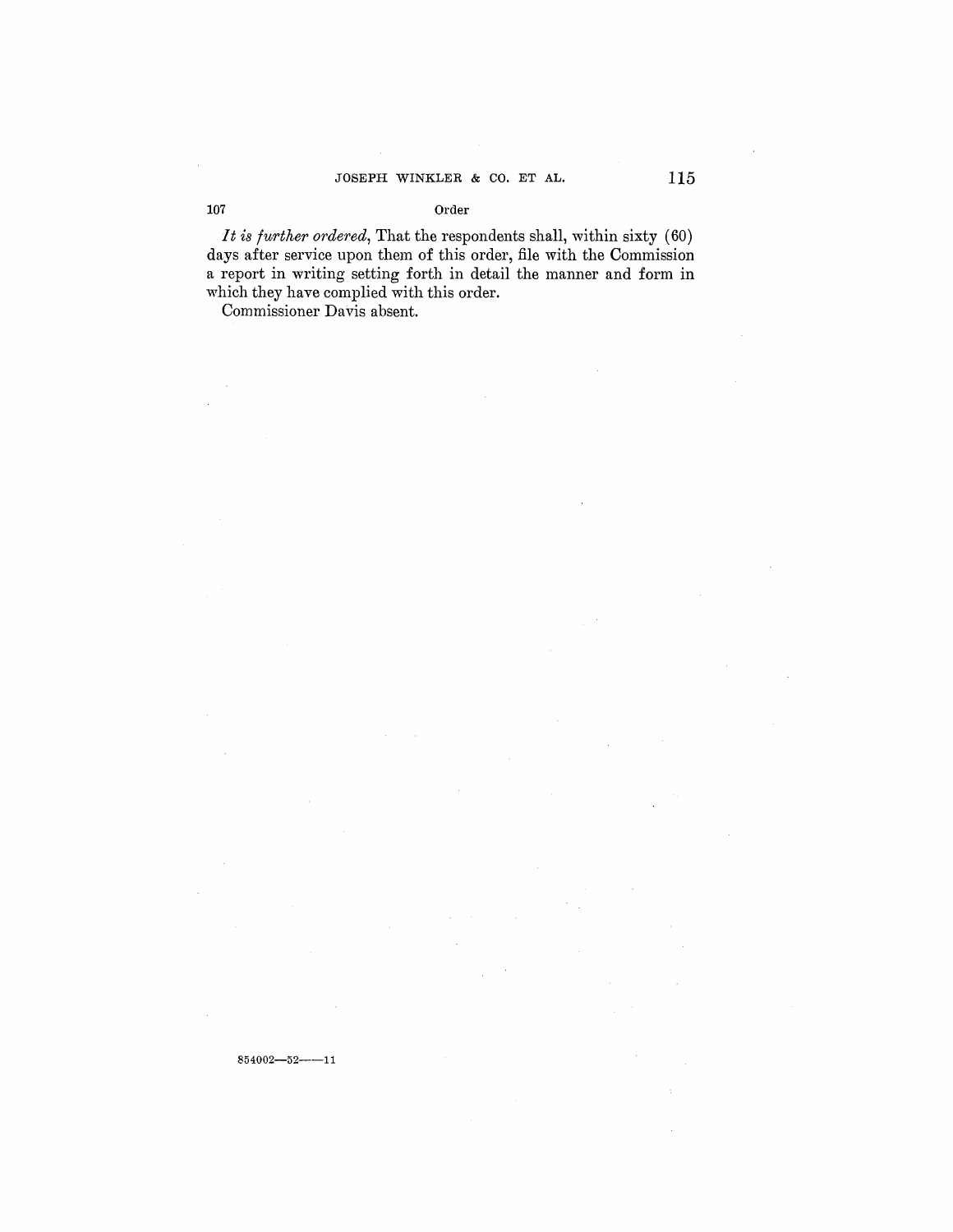*It is further ordered*, That the respondents shall, within sixty (60) days after service upon them of this order, file with the Commission a report in writing setting forth in detail the manner and form in which they have complied with this order.

Commissioner Davis absent.